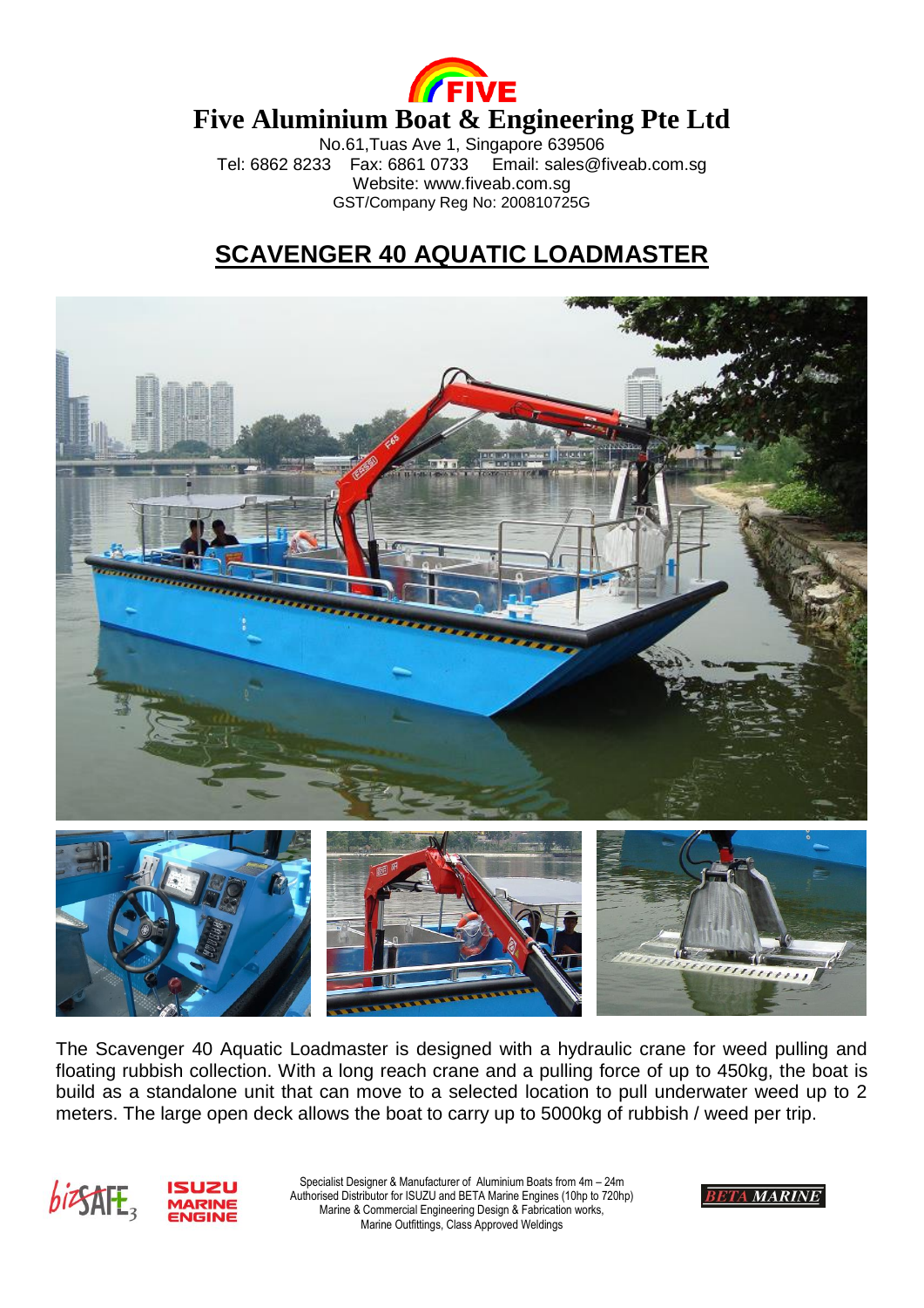# Five Aluminium Boat & Engineering Pte Ltd

No.61,Tuas Ave 1, Singapore 639506
Tel: 6862 8233 Fax: 6861 0733 Email: sales@fiveab.com.sg
Website: www.fiveab.com.sg
GST/Company Reg No: 200810725G

## SCAVENGER 40 AQUATIC LOADMASTER

The Scavenger 40 Aquatic Loadmaster is designed with a hydraulic crane for weed pulling and floating rubbish collection. With a long reach crane and a pulling force of up to 450kg, the boat is build as a standalone unit that can move to a selected location to pull underwater weed up to 2 meters. The large open deck allows the boat to carry up to 5000kg of rubbish / weed per trip.

Specialist Designer & Manufacturer of Aluminium Boats from 4m – 24m
Authorised Distributor for ISUZU and BETA Marine Engines (10hp to 720hp)
Marine & Commercial Engineering Design & Fabrication works,
Marine Outfittings, Class Approved Weldings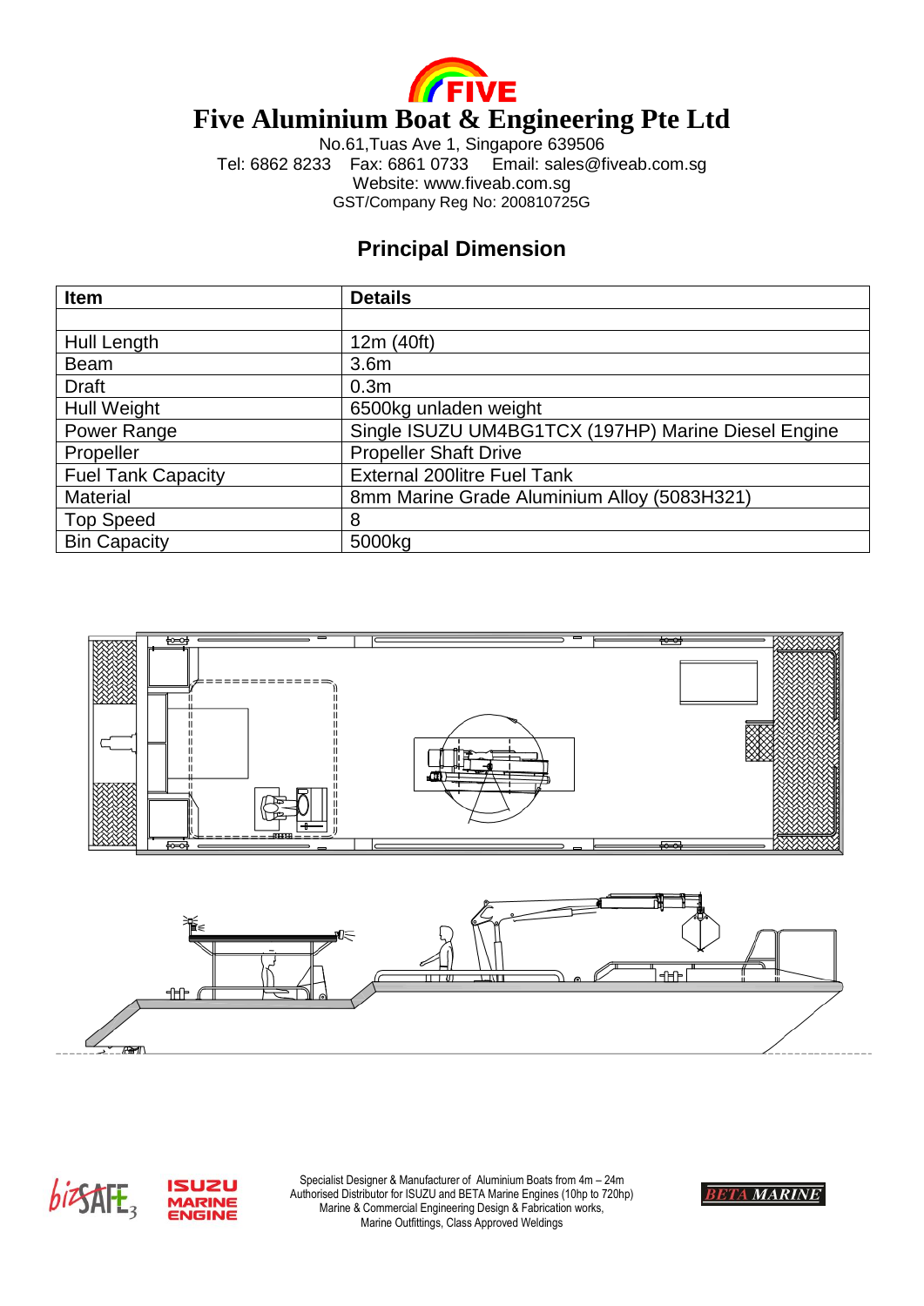# Five Aluminium Boat & Engineering Pte Ltd

No.61,Tuas Ave 1, Singapore 639506
Tel: 6862 8233 Fax: 6861 0733 Email: sales@fiveab.com.sg
Website: www.fiveab.com.sg
GST/Company Reg No: 200810725G

## Principal Dimension

| Item | Details |
|---|---|
| | |
| Hull Length | 12m (40ft) |
| Beam | 3.6m |
| Draft | 0.3m |
| Hull Weight | 6500kg unladen weight |
| Power Range | Single ISUZU UM4BG1TCX (197HP) Marine Diesel Engine |
| Propeller | Propeller Shaft Drive |
| Fuel Tank Capacity | External 200litre Fuel Tank |
| Material | 8mm Marine Grade Aluminium Alloy (5083H321) |
| Top Speed | 8 |
| Bin Capacity | 5000kg |

Specialist Designer & Manufacturer of Aluminium Boats from 4m – 24m
Authorised Distributor for ISUZU and BETA Marine Engines (10hp to 720hp)
Marine & Commercial Engineering Design & Fabrication works,
Marine Outfittings, Class Approved Weldings